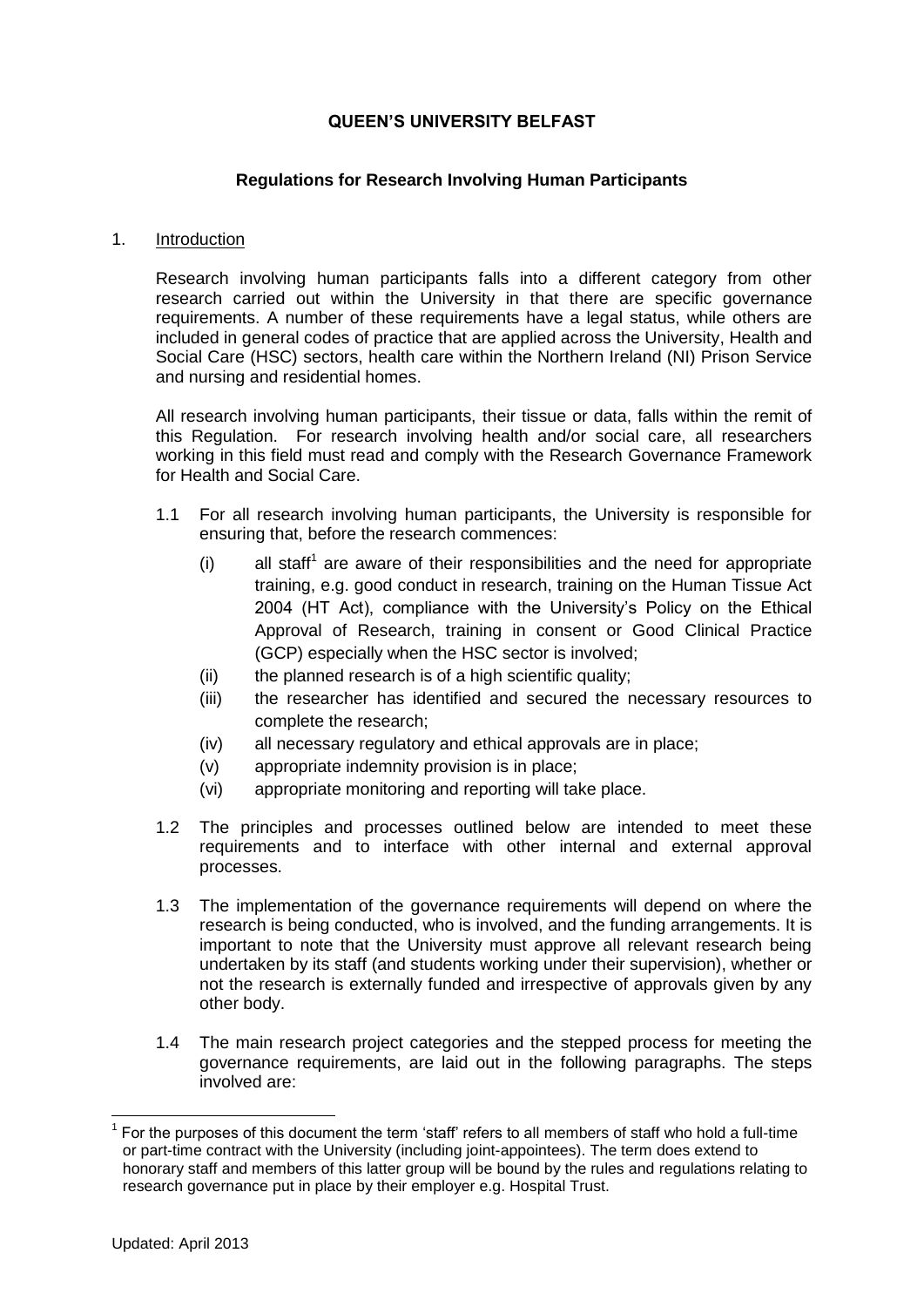# QUEEN'S UNIVERSITY BELFAST

## Regulations for Research Involving Human Participants

1. Introduction

Research involving human participants falls into a different category from other research carried out within the University in that there are specific governance requirements. A number of these requirements have a legal status, while others are included in general codes of practice that are applied across the University, Health and Social Care (HSC) sectors, health care within the Northern Ireland (NI) Prison Service and nursing and residential homes.

All research involving human participants, their tissue or data, falls within the remit of this Regulation. For research involving health and/or social care, all researchers working in this field must read and comply with the Research Governance Framework for Health and Social Care.

1.1 For all research involving human participants, the University is responsible for ensuring that, before the research commences:

   (i) all staff[1] are aware of their responsibilities and the need for appropriate training, e.g. good conduct in research, training on the Human Tissue Act 2004 (HT Act), compliance with the University's Policy on the Ethical Approval of Research, training in consent or Good Clinical Practice (GCP) especially when the HSC sector is involved;

   (ii) the planned research is of a high scientific quality;

   (iii) the researcher has identified and secured the necessary resources to complete the research;

   (iv) all necessary regulatory and ethical approvals are in place;

   (v) appropriate indemnity provision is in place;

   (vi) appropriate monitoring and reporting will take place.

1.2 The principles and processes outlined below are intended to meet these requirements and to interface with other internal and external approval processes.

1.3 The implementation of the governance requirements will depend on where the research is being conducted, who is involved, and the funding arrangements. It is important to note that the University must approve all relevant research being undertaken by its staff (and students working under their supervision), whether or not the research is externally funded and irrespective of approvals given by any other body.

1.4 The main research project categories and the stepped process for meeting the governance requirements, are laid out in the following paragraphs. The steps involved are:

[1] For the purposes of this document the term 'staff' refers to all members of staff who hold a full-time or part-time contract with the University (including joint-appointees). The term does extend to honorary staff and members of this latter group will be bound by the rules and regulations relating to research governance put in place by their employer e.g. Hospital Trust.

Updated: April 2013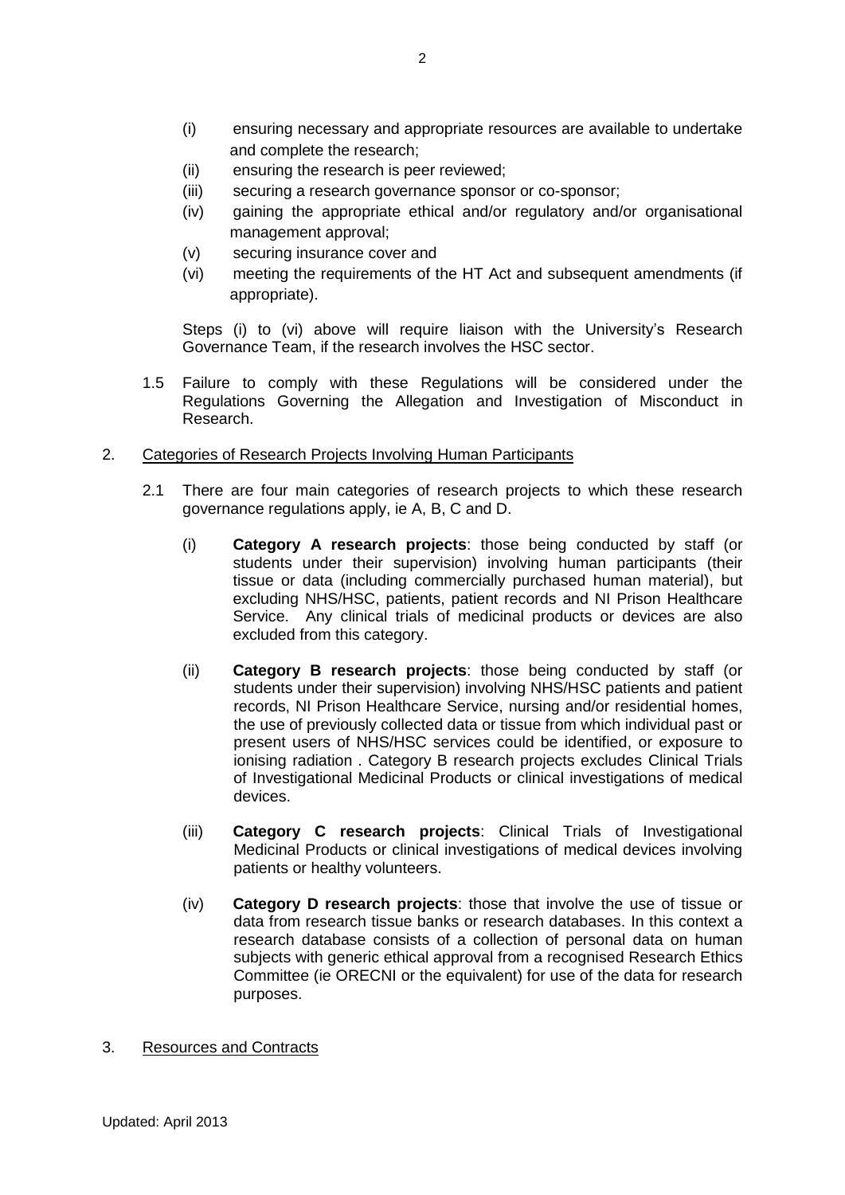(i) ensuring necessary and appropriate resources are available to undertake and complete the research;
(ii) ensuring the research is peer reviewed;
(iii) securing a research governance sponsor or co-sponsor;
(iv) gaining the appropriate ethical and/or regulatory and/or organisational management approval;
(v) securing insurance cover and
(vi) meeting the requirements of the HT Act and subsequent amendments (if appropriate).

Steps (i) to (vi) above will require liaison with the University's Research Governance Team, if the research involves the HSC sector.

1.5 Failure to comply with these Regulations will be considered under the Regulations Governing the Allegation and Investigation of Misconduct in Research.

2. Categories of Research Projects Involving Human Participants

2.1 There are four main categories of research projects to which these research governance regulations apply, ie A, B, C and D.

(i) **Category A research projects**: those being conducted by staff (or students under their supervision) involving human participants (their tissue or data (including commercially purchased human material), but excluding NHS/HSC, patients, patient records and NI Prison Healthcare Service. Any clinical trials of medicinal products or devices are also excluded from this category.

(ii) **Category B research projects**: those being conducted by staff (or students under their supervision) involving NHS/HSC patients and patient records, NI Prison Healthcare Service, nursing and/or residential homes, the use of previously collected data or tissue from which individual past or present users of NHS/HSC services could be identified, or exposure to ionising radiation . Category B research projects excludes Clinical Trials of Investigational Medicinal Products or clinical investigations of medical devices.

(iii) **Category C research projects**: Clinical Trials of Investigational Medicinal Products or clinical investigations of medical devices involving patients or healthy volunteers.

(iv) **Category D research projects**: those that involve the use of tissue or data from research tissue banks or research databases. In this context a research database consists of a collection of personal data on human subjects with generic ethical approval from a recognised Research Ethics Committee (ie ORECNI or the equivalent) for use of the data for research purposes.

3. Resources and Contracts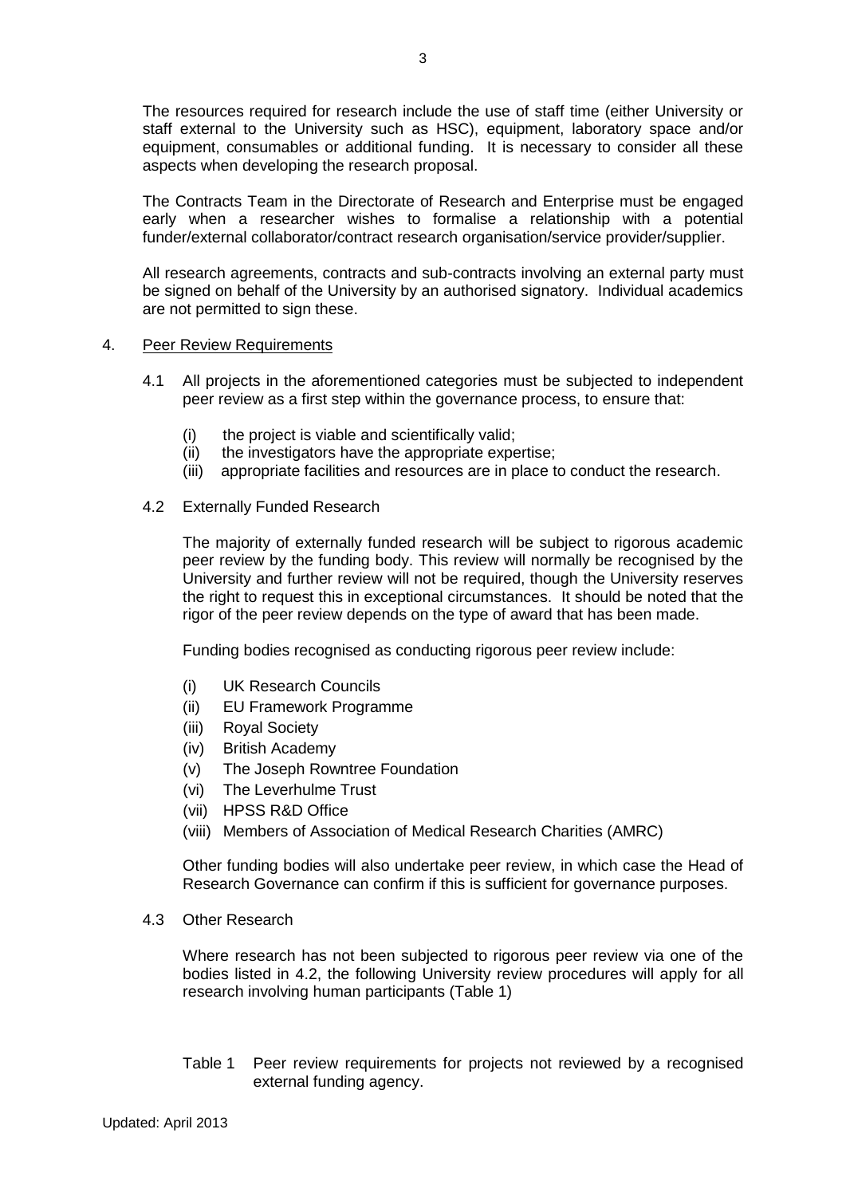The resources required for research include the use of staff time (either University or staff external to the University such as HSC), equipment, laboratory space and/or equipment, consumables or additional funding. It is necessary to consider all these aspects when developing the research proposal.

The Contracts Team in the Directorate of Research and Enterprise must be engaged early when a researcher wishes to formalise a relationship with a potential funder/external collaborator/contract research organisation/service provider/supplier.

All research agreements, contracts and sub-contracts involving an external party must be signed on behalf of the University by an authorised signatory. Individual academics are not permitted to sign these.

## 4. Peer Review Requirements

4.1 All projects in the aforementioned categories must be subjected to independent peer review as a first step within the governance process, to ensure that:

(i) the project is viable and scientifically valid;
(ii) the investigators have the appropriate expertise;
(iii) appropriate facilities and resources are in place to conduct the research.

### 4.2 Externally Funded Research

The majority of externally funded research will be subject to rigorous academic peer review by the funding body. This review will normally be recognised by the University and further review will not be required, though the University reserves the right to request this in exceptional circumstances. It should be noted that the rigor of the peer review depends on the type of award that has been made.

Funding bodies recognised as conducting rigorous peer review include:

(i) UK Research Councils
(ii) EU Framework Programme
(iii) Royal Society
(iv) British Academy
(v) The Joseph Rowntree Foundation
(vi) The Leverhulme Trust
(vii) HPSS R&D Office
(viii) Members of Association of Medical Research Charities (AMRC)

Other funding bodies will also undertake peer review, in which case the Head of Research Governance can confirm if this is sufficient for governance purposes.

### 4.3 Other Research

Where research has not been subjected to rigorous peer review via one of the bodies listed in 4.2, the following University review procedures will apply for all research involving human participants (Table 1)

Table 1 Peer review requirements for projects not reviewed by a recognised external funding agency.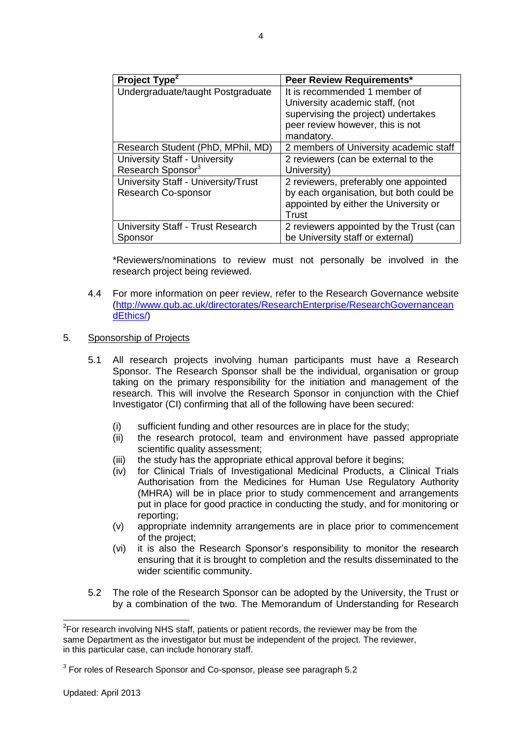| Project Type[2] | Peer Review Requirements* |
|---|---|
| Undergraduate/taught Postgraduate | It is recommended 1 member of University academic staff, (not supervising the project) undertakes peer review however, this is not mandatory. |
| Research Student (PhD, MPhil, MD) | 2 members of University academic staff |
| University Staff - University Research Sponsor[3] | 2 reviewers (can be external to the University) |
| University Staff - University/Trust Research Co-sponsor | 2 reviewers, preferably one appointed by each organisation, but both could be appointed by either the University or Trust |
| University Staff - Trust Research Sponsor | 2 reviewers appointed by the Trust (can be University staff or external) |

*Reviewers/nominations to review must not personally be involved in the research project being reviewed.

4.4 For more information on peer review, refer to the Research Governance website (http://www.qub.ac.uk/directorates/ResearchEnterprise/ResearchGovernanceandEthics/)

## 5. Sponsorship of Projects

5.1 All research projects involving human participants must have a Research Sponsor. The Research Sponsor shall be the individual, organisation or group taking on the primary responsibility for the initiation and management of the research. This will involve the Research Sponsor in conjunction with the Chief Investigator (CI) confirming that all of the following have been secured:

- (i) sufficient funding and other resources are in place for the study;
- (ii) the research protocol, team and environment have passed appropriate scientific quality assessment;
- (iii) the study has the appropriate ethical approval before it begins;
- (iv) for Clinical Trials of Investigational Medicinal Products, a Clinical Trials Authorisation from the Medicines for Human Use Regulatory Authority (MHRA) will be in place prior to study commencement and arrangements put in place for good practice in conducting the study, and for monitoring or reporting;
- (v) appropriate indemnity arrangements are in place prior to commencement of the project;
- (vi) it is also the Research Sponsor's responsibility to monitor the research ensuring that it is brought to completion and the results disseminated to the wider scientific community.

5.2 The role of the Research Sponsor can be adopted by the University, the Trust or by a combination of the two. The Memorandum of Understanding for Research

[2] For research involving NHS staff, patients or patient records, the reviewer may be from the same Department as the investigator but must be independent of the project. The reviewer, in this particular case, can include honorary staff.

[3] For roles of Research Sponsor and Co-sponsor, please see paragraph 5.2

Updated: April 2013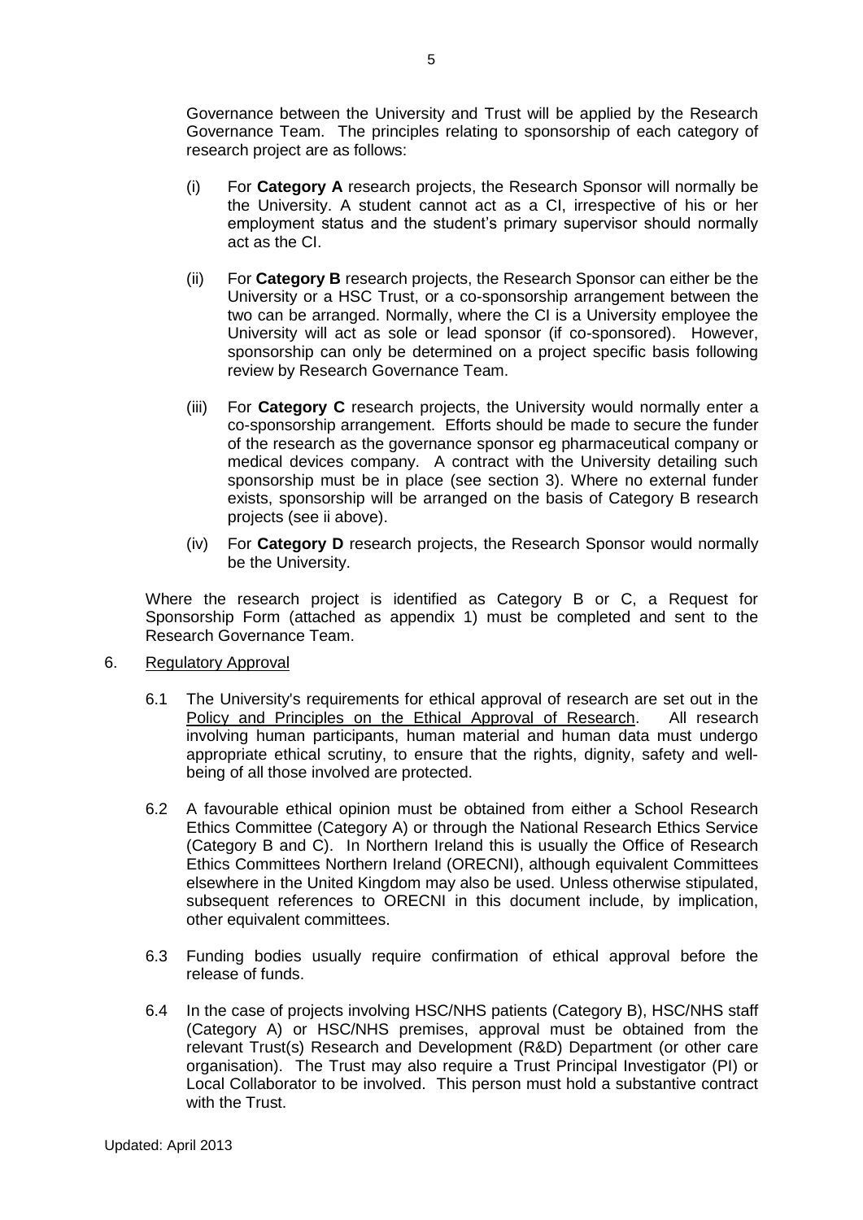Governance between the University and Trust will be applied by the Research Governance Team. The principles relating to sponsorship of each category of research project are as follows:

(i) For **Category A** research projects, the Research Sponsor will normally be the University. A student cannot act as a CI, irrespective of his or her employment status and the student's primary supervisor should normally act as the CI.

(ii) For **Category B** research projects, the Research Sponsor can either be the University or a HSC Trust, or a co-sponsorship arrangement between the two can be arranged. Normally, where the CI is a University employee the University will act as sole or lead sponsor (if co-sponsored). However, sponsorship can only be determined on a project specific basis following review by Research Governance Team.

(iii) For **Category C** research projects, the University would normally enter a co-sponsorship arrangement. Efforts should be made to secure the funder of the research as the governance sponsor eg pharmaceutical company or medical devices company. A contract with the University detailing such sponsorship must be in place (see section 3). Where no external funder exists, sponsorship will be arranged on the basis of Category B research projects (see ii above).

(iv) For **Category D** research projects, the Research Sponsor would normally be the University.

Where the research project is identified as Category B or C, a Request for Sponsorship Form (attached as appendix 1) must be completed and sent to the Research Governance Team.

6. <u>Regulatory Approval</u>

6.1 The University's requirements for ethical approval of research are set out in the <u>Policy and Principles on the Ethical Approval of Research</u>. All research involving human participants, human material and human data must undergo appropriate ethical scrutiny, to ensure that the rights, dignity, safety and well-being of all those involved are protected.

6.2 A favourable ethical opinion must be obtained from either a School Research Ethics Committee (Category A) or through the National Research Ethics Service (Category B and C). In Northern Ireland this is usually the Office of Research Ethics Committees Northern Ireland (ORECNI), although equivalent Committees elsewhere in the United Kingdom may also be used. Unless otherwise stipulated, subsequent references to ORECNI in this document include, by implication, other equivalent committees.

6.3 Funding bodies usually require confirmation of ethical approval before the release of funds.

6.4 In the case of projects involving HSC/NHS patients (Category B), HSC/NHS staff (Category A) or HSC/NHS premises, approval must be obtained from the relevant Trust(s) Research and Development (R&D) Department (or other care organisation). The Trust may also require a Trust Principal Investigator (PI) or Local Collaborator to be involved. This person must hold a substantive contract with the Trust.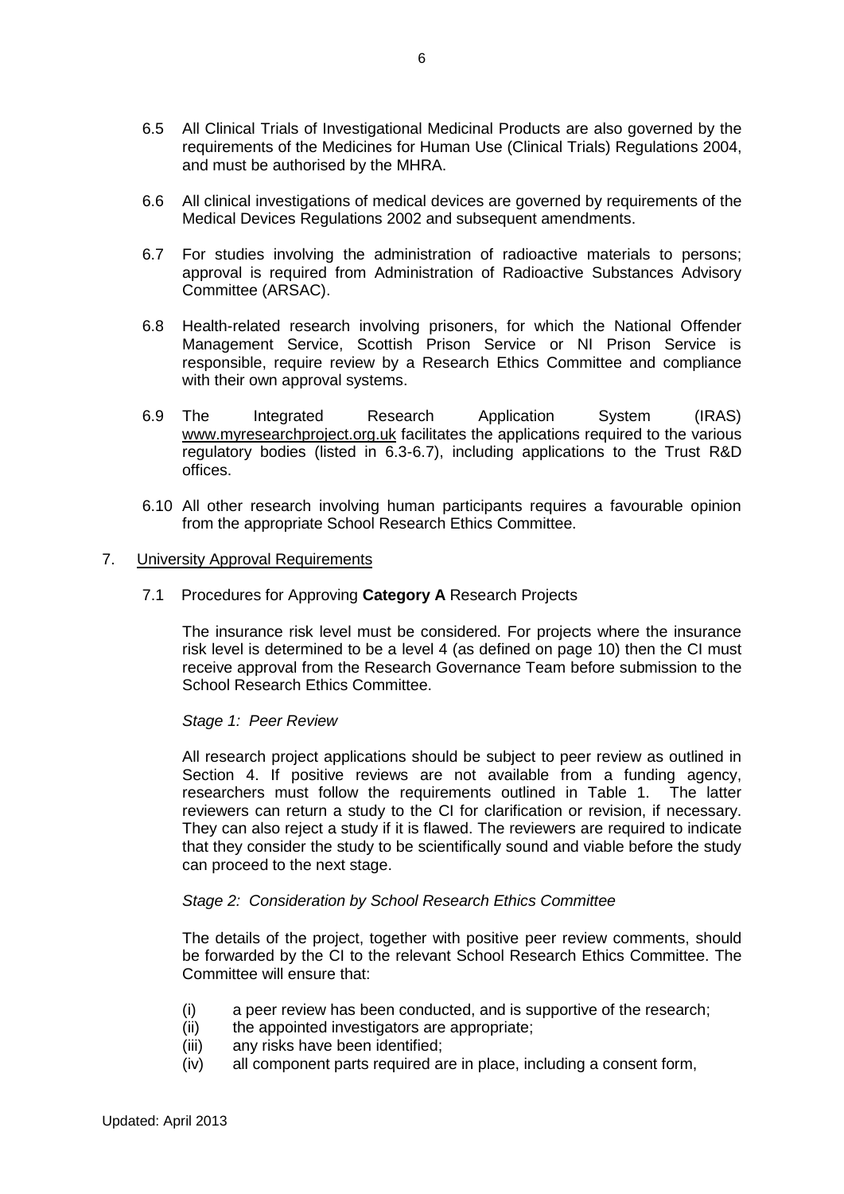6.5 All Clinical Trials of Investigational Medicinal Products are also governed by the requirements of the Medicines for Human Use (Clinical Trials) Regulations 2004, and must be authorised by the MHRA.

6.6 All clinical investigations of medical devices are governed by requirements of the Medical Devices Regulations 2002 and subsequent amendments.

6.7 For studies involving the administration of radioactive materials to persons; approval is required from Administration of Radioactive Substances Advisory Committee (ARSAC).

6.8 Health-related research involving prisoners, for which the National Offender Management Service, Scottish Prison Service or NI Prison Service is responsible, require review by a Research Ethics Committee and compliance with their own approval systems.

6.9 The Integrated Research Application System (IRAS) www.myresearchproject.org.uk facilitates the applications required to the various regulatory bodies (listed in 6.3-6.7), including applications to the Trust R&D offices.

6.10 All other research involving human participants requires a favourable opinion from the appropriate School Research Ethics Committee.

## 7. University Approval Requirements

### 7.1 Procedures for Approving **Category A** Research Projects

The insurance risk level must be considered. For projects where the insurance risk level is determined to be a level 4 (as defined on page 10) then the CI must receive approval from the Research Governance Team before submission to the School Research Ethics Committee.

*Stage 1: Peer Review*

All research project applications should be subject to peer review as outlined in Section 4. If positive reviews are not available from a funding agency, researchers must follow the requirements outlined in Table 1. The latter reviewers can return a study to the CI for clarification or revision, if necessary. They can also reject a study if it is flawed. The reviewers are required to indicate that they consider the study to be scientifically sound and viable before the study can proceed to the next stage.

*Stage 2: Consideration by School Research Ethics Committee*

The details of the project, together with positive peer review comments, should be forwarded by the CI to the relevant School Research Ethics Committee. The Committee will ensure that:

(i) a peer review has been conducted, and is supportive of the research;
(ii) the appointed investigators are appropriate;
(iii) any risks have been identified;
(iv) all component parts required are in place, including a consent form,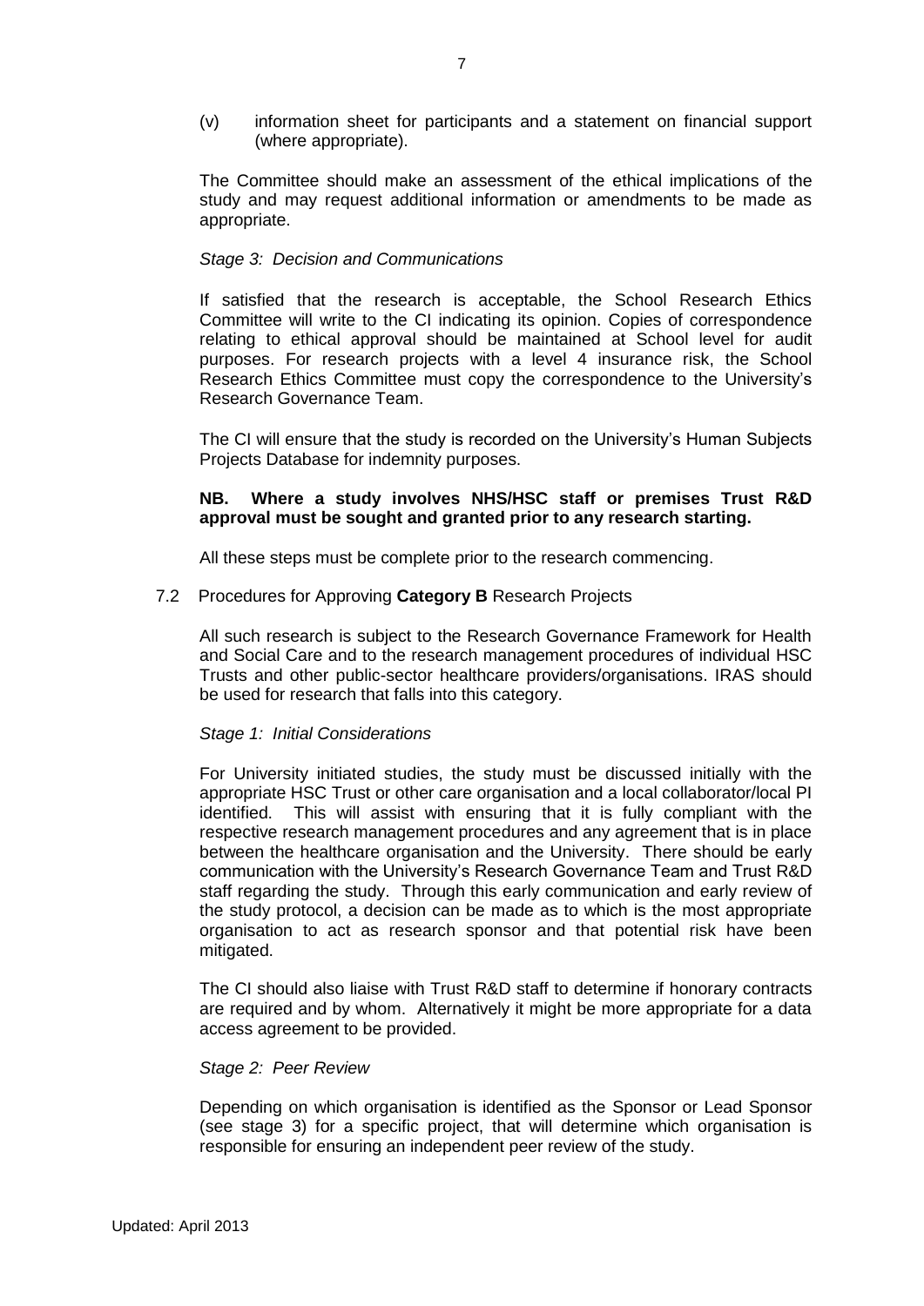(v) information sheet for participants and a statement on financial support (where appropriate).

The Committee should make an assessment of the ethical implications of the study and may request additional information or amendments to be made as appropriate.

*Stage 3: Decision and Communications*

If satisfied that the research is acceptable, the School Research Ethics Committee will write to the CI indicating its opinion. Copies of correspondence relating to ethical approval should be maintained at School level for audit purposes. For research projects with a level 4 insurance risk, the School Research Ethics Committee must copy the correspondence to the University's Research Governance Team.

The CI will ensure that the study is recorded on the University's Human Subjects Projects Database for indemnity purposes.

**NB. Where a study involves NHS/HSC staff or premises Trust R&D approval must be sought and granted prior to any research starting.**

All these steps must be complete prior to the research commencing.

7.2 Procedures for Approving **Category B** Research Projects

All such research is subject to the Research Governance Framework for Health and Social Care and to the research management procedures of individual HSC Trusts and other public-sector healthcare providers/organisations. IRAS should be used for research that falls into this category.

*Stage 1: Initial Considerations*

For University initiated studies, the study must be discussed initially with the appropriate HSC Trust or other care organisation and a local collaborator/local PI identified. This will assist with ensuring that it is fully compliant with the respective research management procedures and any agreement that is in place between the healthcare organisation and the University. There should be early communication with the University's Research Governance Team and Trust R&D staff regarding the study. Through this early communication and early review of the study protocol, a decision can be made as to which is the most appropriate organisation to act as research sponsor and that potential risk have been mitigated.

The CI should also liaise with Trust R&D staff to determine if honorary contracts are required and by whom. Alternatively it might be more appropriate for a data access agreement to be provided.

*Stage 2: Peer Review*

Depending on which organisation is identified as the Sponsor or Lead Sponsor (see stage 3) for a specific project, that will determine which organisation is responsible for ensuring an independent peer review of the study.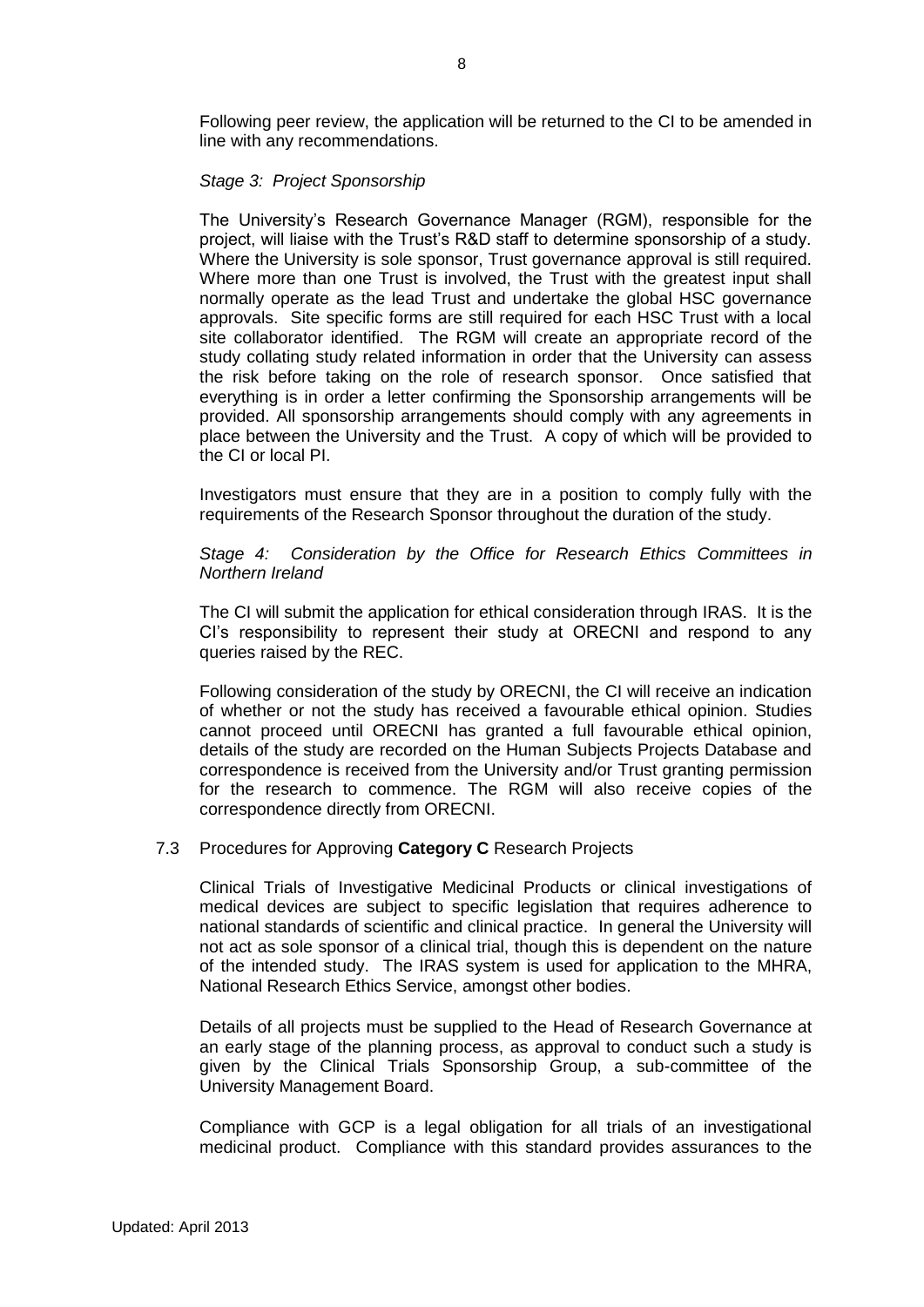Following peer review, the application will be returned to the CI to be amended in line with any recommendations.

*Stage 3: Project Sponsorship*

The University's Research Governance Manager (RGM), responsible for the project, will liaise with the Trust's R&D staff to determine sponsorship of a study. Where the University is sole sponsor, Trust governance approval is still required. Where more than one Trust is involved, the Trust with the greatest input shall normally operate as the lead Trust and undertake the global HSC governance approvals. Site specific forms are still required for each HSC Trust with a local site collaborator identified. The RGM will create an appropriate record of the study collating study related information in order that the University can assess the risk before taking on the role of research sponsor. Once satisfied that everything is in order a letter confirming the Sponsorship arrangements will be provided. All sponsorship arrangements should comply with any agreements in place between the University and the Trust. A copy of which will be provided to the CI or local PI.

Investigators must ensure that they are in a position to comply fully with the requirements of the Research Sponsor throughout the duration of the study.

*Stage 4: Consideration by the Office for Research Ethics Committees in Northern Ireland*

The CI will submit the application for ethical consideration through IRAS. It is the CI's responsibility to represent their study at ORECNI and respond to any queries raised by the REC.

Following consideration of the study by ORECNI, the CI will receive an indication of whether or not the study has received a favourable ethical opinion. Studies cannot proceed until ORECNI has granted a full favourable ethical opinion, details of the study are recorded on the Human Subjects Projects Database and correspondence is received from the University and/or Trust granting permission for the research to commence. The RGM will also receive copies of the correspondence directly from ORECNI.

7.3 Procedures for Approving **Category C** Research Projects

Clinical Trials of Investigative Medicinal Products or clinical investigations of medical devices are subject to specific legislation that requires adherence to national standards of scientific and clinical practice. In general the University will not act as sole sponsor of a clinical trial, though this is dependent on the nature of the intended study. The IRAS system is used for application to the MHRA, National Research Ethics Service, amongst other bodies.

Details of all projects must be supplied to the Head of Research Governance at an early stage of the planning process, as approval to conduct such a study is given by the Clinical Trials Sponsorship Group, a sub-committee of the University Management Board.

Compliance with GCP is a legal obligation for all trials of an investigational medicinal product. Compliance with this standard provides assurances to the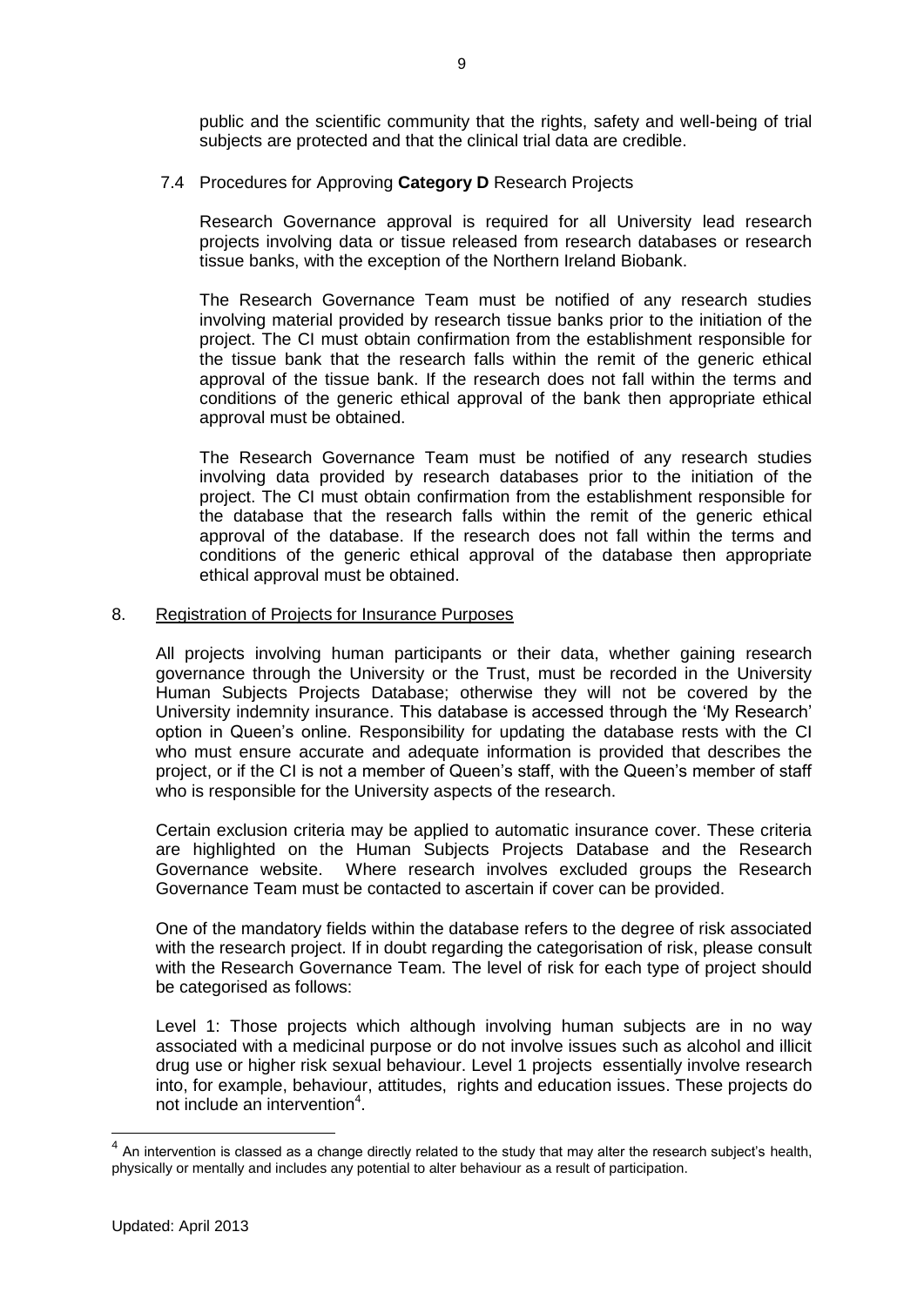public and the scientific community that the rights, safety and well-being of trial subjects are protected and that the clinical trial data are credible.

### 7.4 Procedures for Approving **Category D** Research Projects

Research Governance approval is required for all University lead research projects involving data or tissue released from research databases or research tissue banks, with the exception of the Northern Ireland Biobank.

The Research Governance Team must be notified of any research studies involving material provided by research tissue banks prior to the initiation of the project. The CI must obtain confirmation from the establishment responsible for the tissue bank that the research falls within the remit of the generic ethical approval of the tissue bank. If the research does not fall within the terms and conditions of the generic ethical approval of the bank then appropriate ethical approval must be obtained.

The Research Governance Team must be notified of any research studies involving data provided by research databases prior to the initiation of the project. The CI must obtain confirmation from the establishment responsible for the database that the research falls within the remit of the generic ethical approval of the database. If the research does not fall within the terms and conditions of the generic ethical approval of the database then appropriate ethical approval must be obtained.

## 8. Registration of Projects for Insurance Purposes

All projects involving human participants or their data, whether gaining research governance through the University or the Trust, must be recorded in the University Human Subjects Projects Database; otherwise they will not be covered by the University indemnity insurance. This database is accessed through the 'My Research' option in Queen's online. Responsibility for updating the database rests with the CI who must ensure accurate and adequate information is provided that describes the project, or if the CI is not a member of Queen's staff, with the Queen's member of staff who is responsible for the University aspects of the research.

Certain exclusion criteria may be applied to automatic insurance cover. These criteria are highlighted on the Human Subjects Projects Database and the Research Governance website. Where research involves excluded groups the Research Governance Team must be contacted to ascertain if cover can be provided.

One of the mandatory fields within the database refers to the degree of risk associated with the research project. If in doubt regarding the categorisation of risk, please consult with the Research Governance Team. The level of risk for each type of project should be categorised as follows:

Level 1: Those projects which although involving human subjects are in no way associated with a medicinal purpose or do not involve issues such as alcohol and illicit drug use or higher risk sexual behaviour. Level 1 projects essentially involve research into, for example, behaviour, attitudes, rights and education issues. These projects do not include an intervention[4].

[4] An intervention is classed as a change directly related to the study that may alter the research subject's health, physically or mentally and includes any potential to alter behaviour as a result of participation.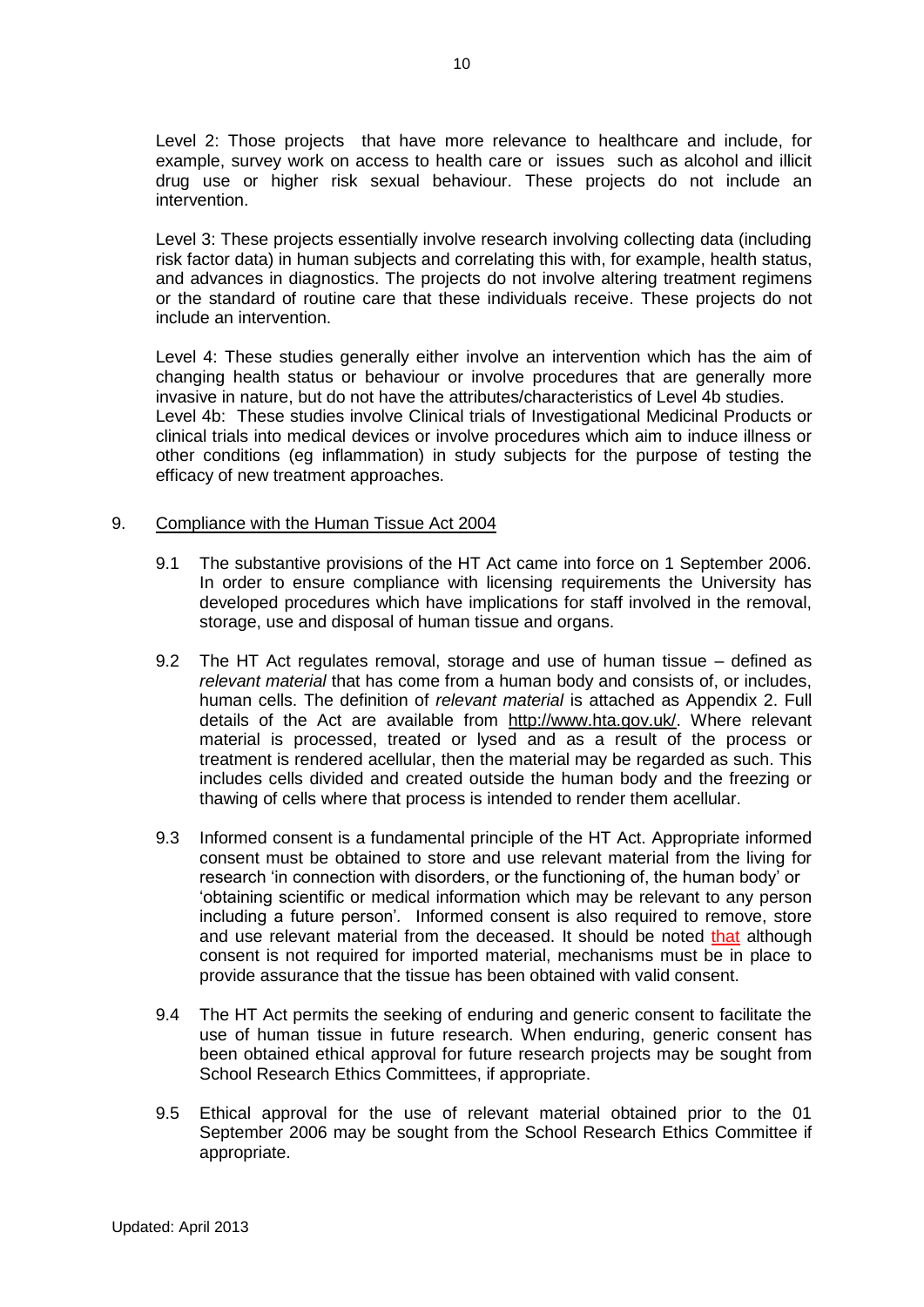Level 2: Those projects that have more relevance to healthcare and include, for example, survey work on access to health care or issues such as alcohol and illicit drug use or higher risk sexual behaviour. These projects do not include an intervention.

Level 3: These projects essentially involve research involving collecting data (including risk factor data) in human subjects and correlating this with, for example, health status, and advances in diagnostics. The projects do not involve altering treatment regimens or the standard of routine care that these individuals receive. These projects do not include an intervention.

Level 4: These studies generally either involve an intervention which has the aim of changing health status or behaviour or involve procedures that are generally more invasive in nature, but do not have the attributes/characteristics of Level 4b studies.
Level 4b: These studies involve Clinical trials of Investigational Medicinal Products or clinical trials into medical devices or involve procedures which aim to induce illness or other conditions (eg inflammation) in study subjects for the purpose of testing the efficacy of new treatment approaches.

9. Compliance with the Human Tissue Act 2004

9.1 The substantive provisions of the HT Act came into force on 1 September 2006. In order to ensure compliance with licensing requirements the University has developed procedures which have implications for staff involved in the removal, storage, use and disposal of human tissue and organs.

9.2 The HT Act regulates removal, storage and use of human tissue – defined as *relevant material* that has come from a human body and consists of, or includes, human cells. The definition of *relevant material* is attached as Appendix 2. Full details of the Act are available from http://www.hta.gov.uk/. Where relevant material is processed, treated or lysed and as a result of the process or treatment is rendered acellular, then the material may be regarded as such. This includes cells divided and created outside the human body and the freezing or thawing of cells where that process is intended to render them acellular.

9.3 Informed consent is a fundamental principle of the HT Act. Appropriate informed consent must be obtained to store and use relevant material from the living for research 'in connection with disorders, or the functioning of, the human body' or 'obtaining scientific or medical information which may be relevant to any person including a future person'. Informed consent is also required to remove, store and use relevant material from the deceased. It should be noted that although consent is not required for imported material, mechanisms must be in place to provide assurance that the tissue has been obtained with valid consent.

9.4 The HT Act permits the seeking of enduring and generic consent to facilitate the use of human tissue in future research. When enduring, generic consent has been obtained ethical approval for future research projects may be sought from School Research Ethics Committees, if appropriate.

9.5 Ethical approval for the use of relevant material obtained prior to the 01 September 2006 may be sought from the School Research Ethics Committee if appropriate.

Updated: April 2013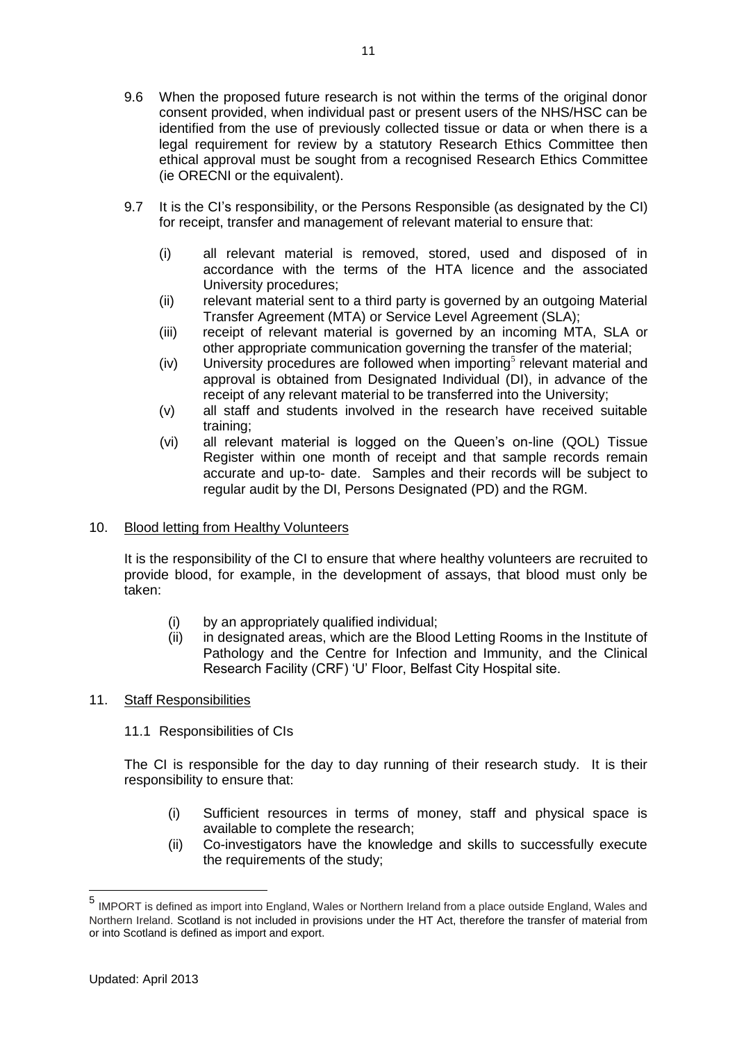9.6 When the proposed future research is not within the terms of the original donor consent provided, when individual past or present users of the NHS/HSC can be identified from the use of previously collected tissue or data or when there is a legal requirement for review by a statutory Research Ethics Committee then ethical approval must be sought from a recognised Research Ethics Committee (ie ORECNI or the equivalent).

9.7 It is the CI's responsibility, or the Persons Responsible (as designated by the CI) for receipt, transfer and management of relevant material to ensure that:

(i) all relevant material is removed, stored, used and disposed of in accordance with the terms of the HTA licence and the associated University procedures;

(ii) relevant material sent to a third party is governed by an outgoing Material Transfer Agreement (MTA) or Service Level Agreement (SLA);

(iii) receipt of relevant material is governed by an incoming MTA, SLA or other appropriate communication governing the transfer of the material;

(iv) University procedures are followed when importing[5] relevant material and approval is obtained from Designated Individual (DI), in advance of the receipt of any relevant material to be transferred into the University;

(v) all staff and students involved in the research have received suitable training;

(vi) all relevant material is logged on the Queen's on-line (QOL) Tissue Register within one month of receipt and that sample records remain accurate and up-to- date. Samples and their records will be subject to regular audit by the DI, Persons Designated (PD) and the RGM.

## 10. Blood letting from Healthy Volunteers

It is the responsibility of the CI to ensure that where healthy volunteers are recruited to provide blood, for example, in the development of assays, that blood must only be taken:

(i) by an appropriately qualified individual;

(ii) in designated areas, which are the Blood Letting Rooms in the Institute of Pathology and the Centre for Infection and Immunity, and the Clinical Research Facility (CRF) 'U' Floor, Belfast City Hospital site.

## 11. Staff Responsibilities

### 11.1 Responsibilities of CIs

The CI is responsible for the day to day running of their research study. It is their responsibility to ensure that:

(i) Sufficient resources in terms of money, staff and physical space is available to complete the research;

(ii) Co-investigators have the knowledge and skills to successfully execute the requirements of the study;

---

[5] IMPORT is defined as import into England, Wales or Northern Ireland from a place outside England, Wales and Northern Ireland. Scotland is not included in provisions under the HT Act, therefore the transfer of material from or into Scotland is defined as import and export.

Updated: April 2013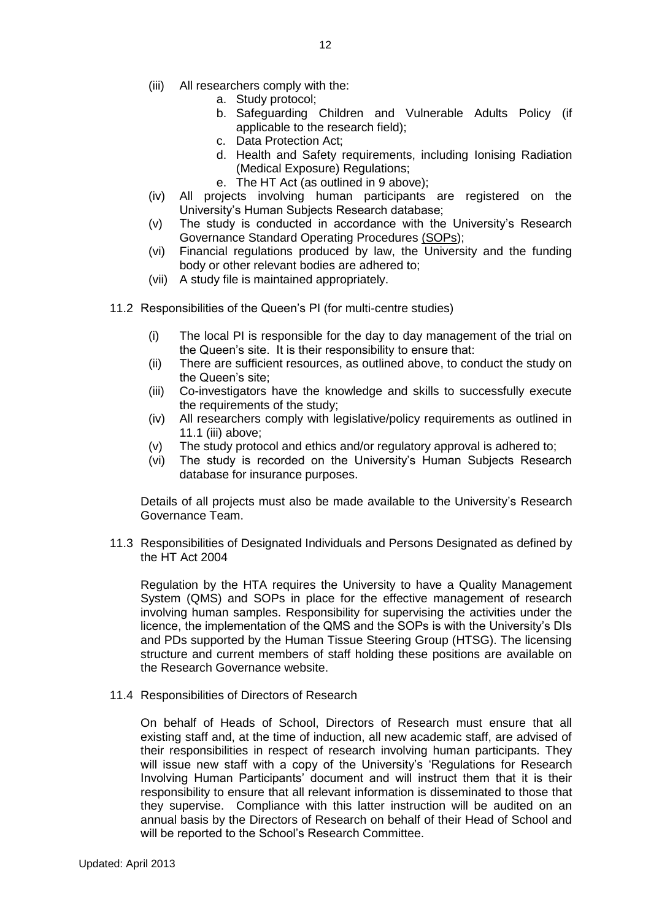(iii) All researchers comply with the:
   a. Study protocol;
   b. Safeguarding Children and Vulnerable Adults Policy (if applicable to the research field);
   c. Data Protection Act;
   d. Health and Safety requirements, including Ionising Radiation (Medical Exposure) Regulations;
   e. The HT Act (as outlined in 9 above);

(iv) All projects involving human participants are registered on the University's Human Subjects Research database;

(v) The study is conducted in accordance with the University's Research Governance Standard Operating Procedures (SOPs);

(vi) Financial regulations produced by law, the University and the funding body or other relevant bodies are adhered to;

(vii) A study file is maintained appropriately.

11.2 Responsibilities of the Queen's PI (for multi-centre studies)

(i) The local PI is responsible for the day to day management of the trial on the Queen's site. It is their responsibility to ensure that:

(ii) There are sufficient resources, as outlined above, to conduct the study on the Queen's site;

(iii) Co-investigators have the knowledge and skills to successfully execute the requirements of the study;

(iv) All researchers comply with legislative/policy requirements as outlined in 11.1 (iii) above;

(v) The study protocol and ethics and/or regulatory approval is adhered to;

(vi) The study is recorded on the University's Human Subjects Research database for insurance purposes.

Details of all projects must also be made available to the University's Research Governance Team.

11.3 Responsibilities of Designated Individuals and Persons Designated as defined by the HT Act 2004

Regulation by the HTA requires the University to have a Quality Management System (QMS) and SOPs in place for the effective management of research involving human samples. Responsibility for supervising the activities under the licence, the implementation of the QMS and the SOPs is with the University's DIs and PDs supported by the Human Tissue Steering Group (HTSG). The licensing structure and current members of staff holding these positions are available on the Research Governance website.

11.4 Responsibilities of Directors of Research

On behalf of Heads of School, Directors of Research must ensure that all existing staff and, at the time of induction, all new academic staff, are advised of their responsibilities in respect of research involving human participants. They will issue new staff with a copy of the University's 'Regulations for Research Involving Human Participants' document and will instruct them that it is their responsibility to ensure that all relevant information is disseminated to those that they supervise. Compliance with this latter instruction will be audited on an annual basis by the Directors of Research on behalf of their Head of School and will be reported to the School's Research Committee.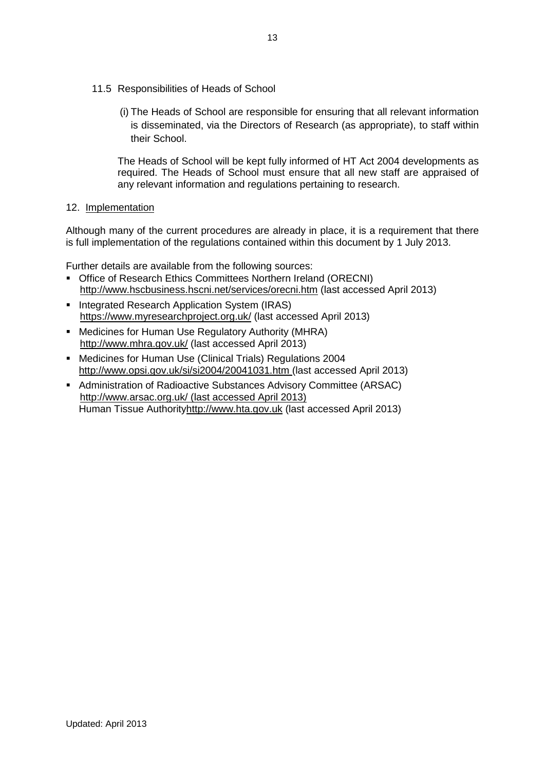11.5 Responsibilities of Heads of School

(i) The Heads of School are responsible for ensuring that all relevant information is disseminated, via the Directors of Research (as appropriate), to staff within their School.

The Heads of School will be kept fully informed of HT Act 2004 developments as required. The Heads of School must ensure that all new staff are appraised of any relevant information and regulations pertaining to research.

## 12. Implementation

Although many of the current procedures are already in place, it is a requirement that there is full implementation of the regulations contained within this document by 1 July 2013.

Further details are available from the following sources:

- Office of Research Ethics Committees Northern Ireland (ORECNI) http://www.hscbusiness.hscni.net/services/orecni.htm (last accessed April 2013)
- Integrated Research Application System (IRAS) https://www.myresearchproject.org.uk/ (last accessed April 2013)
- Medicines for Human Use Regulatory Authority (MHRA) http://www.mhra.gov.uk/ (last accessed April 2013)
- Medicines for Human Use (Clinical Trials) Regulations 2004 http://www.opsi.gov.uk/si/si2004/20041031.htm (last accessed April 2013)
- Administration of Radioactive Substances Advisory Committee (ARSAC) http://www.arsac.org.uk/ (last accessed April 2013)
  Human Tissue Authorityhttp://www.hta.gov.uk (last accessed April 2013)

Updated: April 2013